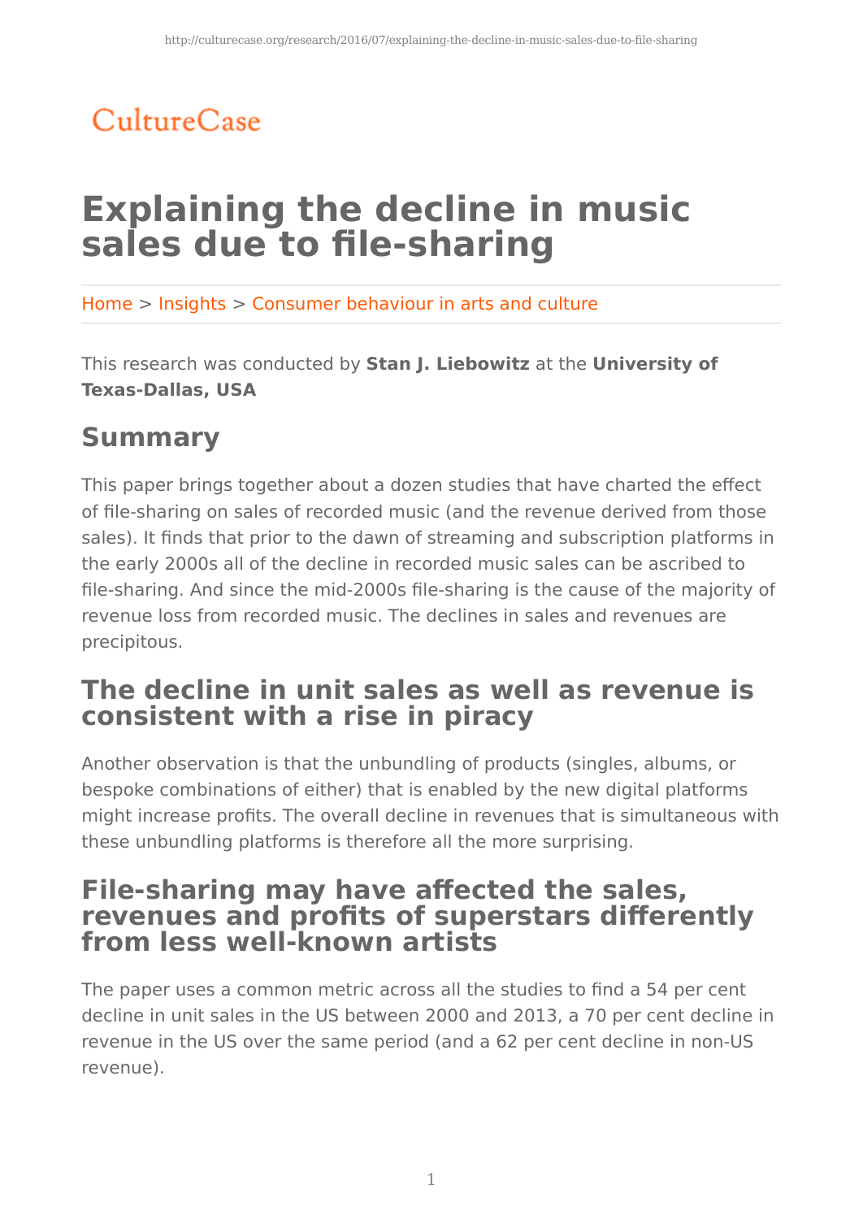CultureCase

# Explaining the decline in music sales due to file-sharing

Home > Insights > Consumer behaviour in arts and culture

This research was conducted by **Stan J. Liebowitz** at the **University of Texas-Dallas, USA**

## Summary

This paper brings together about a dozen studies that have charted the effect of file-sharing on sales of recorded music (and the revenue derived from those sales). It finds that prior to the dawn of streaming and subscription platforms in the early 2000s all of the decline in recorded music sales can be ascribed to file-sharing. And since the mid-2000s file-sharing is the cause of the majority of revenue loss from recorded music. The declines in sales and revenues are precipitous.

## The decline in unit sales as well as revenue is consistent with a rise in piracy

Another observation is that the unbundling of products (singles, albums, or bespoke combinations of either) that is enabled by the new digital platforms might increase profits. The overall decline in revenues that is simultaneous with these unbundling platforms is therefore all the more surprising.

## File-sharing may have affected the sales, revenues and profits of superstars differently from less well-known artists

The paper uses a common metric across all the studies to find a 54 per cent decline in unit sales in the US between 2000 and 2013, a 70 per cent decline in revenue in the US over the same period (and a 62 per cent decline in non-US revenue).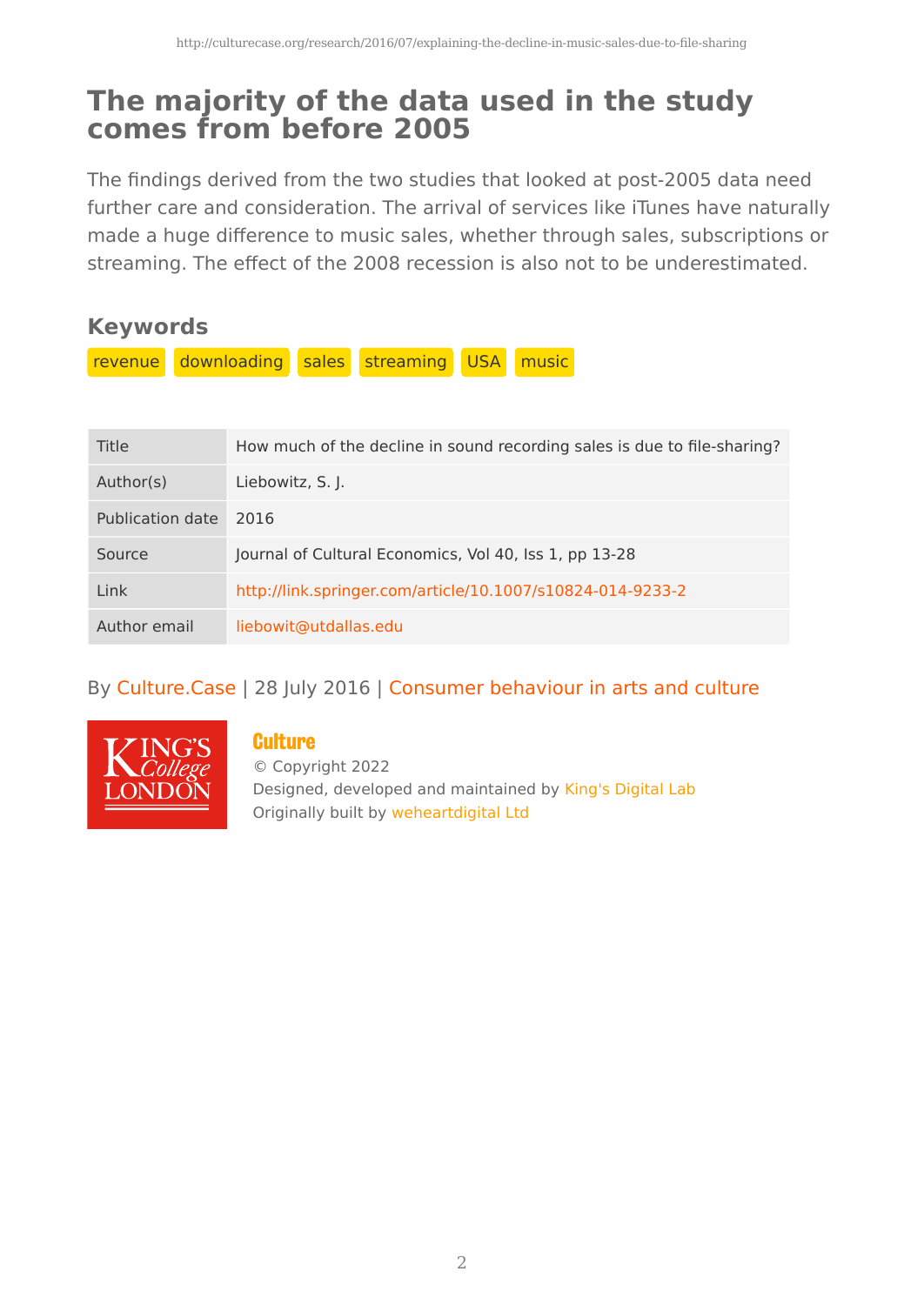## The majority of the data used in the study comes from before 2005

The findings derived from the two studies that looked at post-2005 data need further care and consideration. The arrival of services like iTunes have naturally made a huge difference to music sales, whether through sales, subscriptions or streaming. The effect of the 2008 recession is also not to be underestimated.

### Keywords

revenue downloading sales streaming USA music

| | |
|---|---|
| Title | How much of the decline in sound recording sales is due to file-sharing? |
| Author(s) | Liebowitz, S. J. |
| Publication date | 2016 |
| Source | Journal of Cultural Economics, Vol 40, Iss 1, pp 13-28 |
| Link | http://link.springer.com/article/10.1007/s10824-014-9233-2 |
| Author email | liebowit@utdallas.edu |

By Culture.Case | 28 July 2016 | Consumer behaviour in arts and culture

Culture
© Copyright 2022
Designed, developed and maintained by King's Digital Lab
Originally built by weheartdigital Ltd